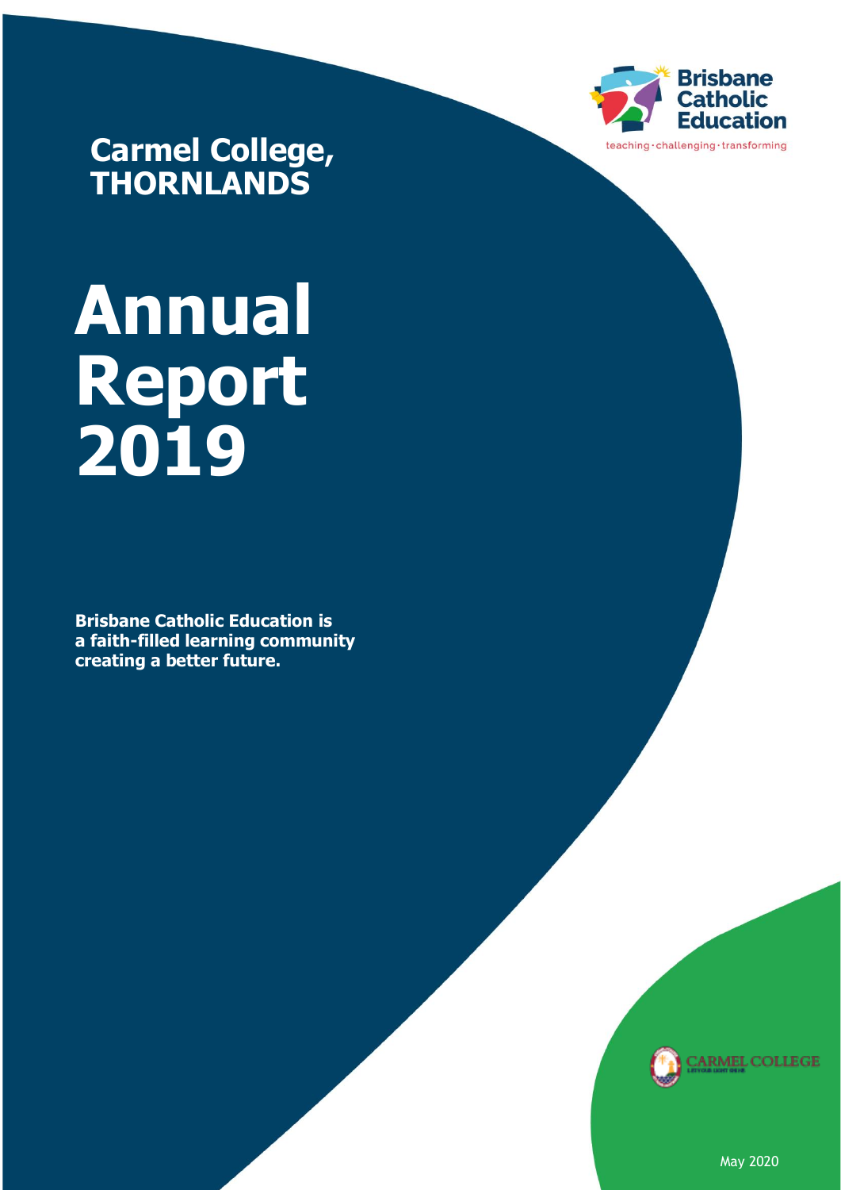Brisbane Catholic Education

teaching · challenging · transforming

## Carmel College, THORNLANDS

# Annual Report 2019

**Brisbane Catholic Education is a faith-filled learning community creating a better future.**

CARMEL COLLEGE

May 2020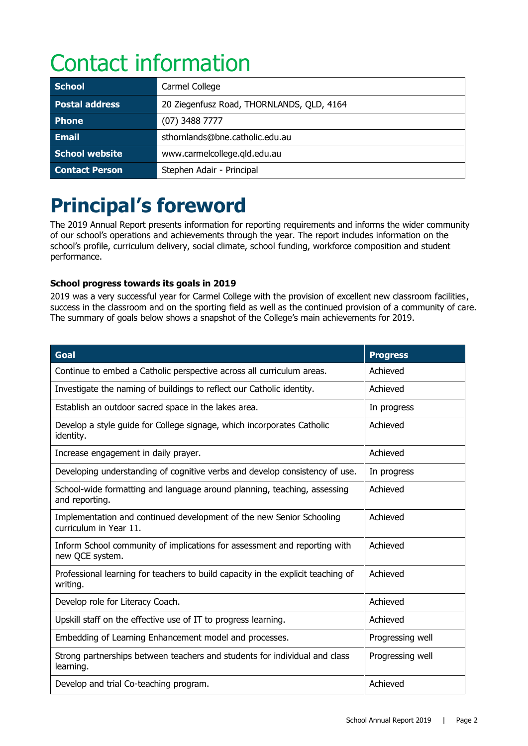# Contact information

| School | Carmel College |
|---|---|
| Postal address | 20 Ziegenfusz Road, THORNLANDS, QLD, 4164 |
| Phone | (07) 3488 7777 |
| Email | sthornlands@bne.catholic.edu.au |
| School website | www.carmelcollege.qld.edu.au |
| Contact Person | Stephen Adair - Principal |

# Principal's foreword

The 2019 Annual Report presents information for reporting requirements and informs the wider community of our school's operations and achievements through the year. The report includes information on the school's profile, curriculum delivery, social climate, school funding, workforce composition and student performance.

**School progress towards its goals in 2019**

2019 was a very successful year for Carmel College with the provision of excellent new classroom facilities, success in the classroom and on the sporting field as well as the continued provision of a community of care. The summary of goals below shows a snapshot of the College's main achievements for 2019.

| Goal | Progress |
|---|---|
| Continue to embed a Catholic perspective across all curriculum areas. | Achieved |
| Investigate the naming of buildings to reflect our Catholic identity. | Achieved |
| Establish an outdoor sacred space in the lakes area. | In progress |
| Develop a style guide for College signage, which incorporates Catholic identity. | Achieved |
| Increase engagement in daily prayer. | Achieved |
| Developing understanding of cognitive verbs and develop consistency of use. | In progress |
| School-wide formatting and language around planning, teaching, assessing and reporting. | Achieved |
| Implementation and continued development of the new Senior Schooling curriculum in Year 11. | Achieved |
| Inform School community of implications for assessment and reporting with new QCE system. | Achieved |
| Professional learning for teachers to build capacity in the explicit teaching of writing. | Achieved |
| Develop role for Literacy Coach. | Achieved |
| Upskill staff on the effective use of IT to progress learning. | Achieved |
| Embedding of Learning Enhancement model and processes. | Progressing well |
| Strong partnerships between teachers and students for individual and class learning. | Progressing well |
| Develop and trial Co-teaching program. | Achieved |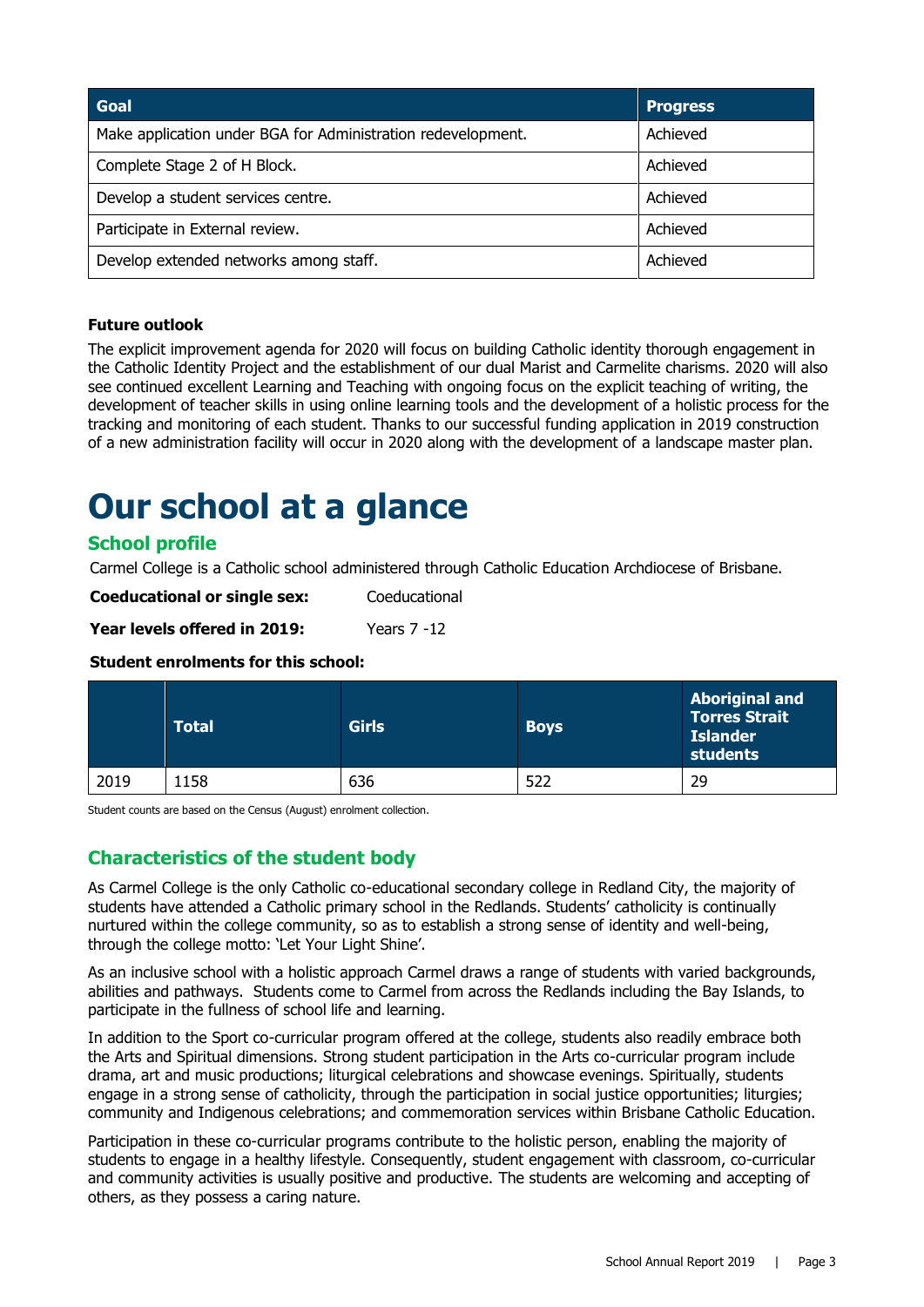| Goal | Progress |
|---|---|
| Make application under BGA for Administration redevelopment. | Achieved |
| Complete Stage 2 of H Block. | Achieved |
| Develop a student services centre. | Achieved |
| Participate in External review. | Achieved |
| Develop extended networks among staff. | Achieved |

**Future outlook**

The explicit improvement agenda for 2020 will focus on building Catholic identity thorough engagement in the Catholic Identity Project and the establishment of our dual Marist and Carmelite charisms. 2020 will also see continued excellent Learning and Teaching with ongoing focus on the explicit teaching of writing, the development of teacher skills in using online learning tools and the development of a holistic process for the tracking and monitoring of each student. Thanks to our successful funding application in 2019 construction of a new administration facility will occur in 2020 along with the development of a landscape master plan.

# Our school at a glance

## School profile

Carmel College is a Catholic school administered through Catholic Education Archdiocese of Brisbane.

**Coeducational or single sex:** Coeducational

**Year levels offered in 2019:** Years 7 -12

**Student enrolments for this school:**

| | Total | Girls | Boys | Aboriginal and Torres Strait Islander students |
|---|---|---|---|---|
| 2019 | 1158 | 636 | 522 | 29 |

Student counts are based on the Census (August) enrolment collection.

## Characteristics of the student body

As Carmel College is the only Catholic co-educational secondary college in Redland City, the majority of students have attended a Catholic primary school in the Redlands. Students' catholicity is continually nurtured within the college community, so as to establish a strong sense of identity and well-being, through the college motto: 'Let Your Light Shine'.

As an inclusive school with a holistic approach Carmel draws a range of students with varied backgrounds, abilities and pathways. Students come to Carmel from across the Redlands including the Bay Islands, to participate in the fullness of school life and learning.

In addition to the Sport co-curricular program offered at the college, students also readily embrace both the Arts and Spiritual dimensions. Strong student participation in the Arts co-curricular program include drama, art and music productions; liturgical celebrations and showcase evenings. Spiritually, students engage in a strong sense of catholicity, through the participation in social justice opportunities; liturgies; community and Indigenous celebrations; and commemoration services within Brisbane Catholic Education.

Participation in these co-curricular programs contribute to the holistic person, enabling the majority of students to engage in a healthy lifestyle. Consequently, student engagement with classroom, co-curricular and community activities is usually positive and productive. The students are welcoming and accepting of others, as they possess a caring nature.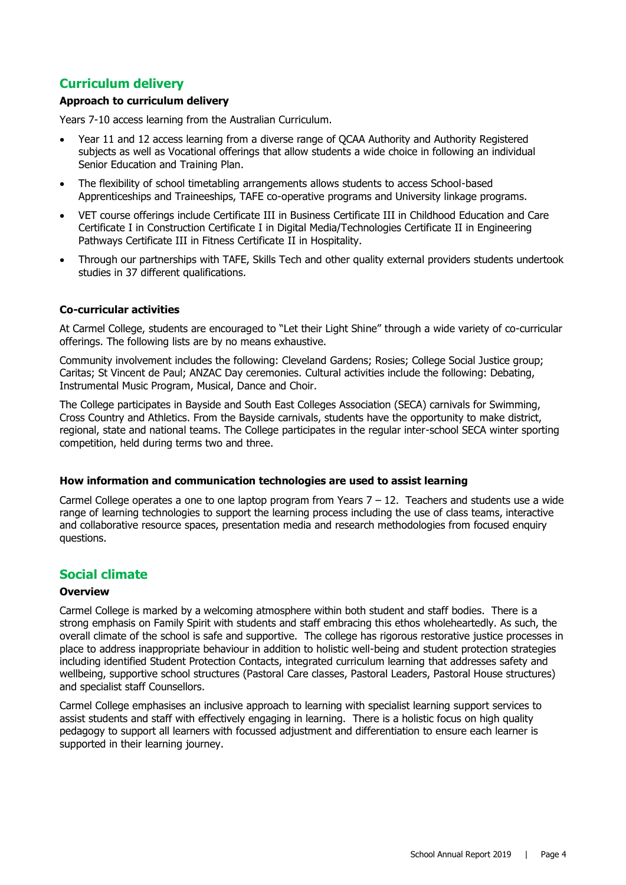## Curriculum delivery

### Approach to curriculum delivery

Years 7-10 access learning from the Australian Curriculum.

- Year 11 and 12 access learning from a diverse range of QCAA Authority and Authority Registered subjects as well as Vocational offerings that allow students a wide choice in following an individual Senior Education and Training Plan.
- The flexibility of school timetabling arrangements allows students to access School-based Apprenticeships and Traineeships, TAFE co-operative programs and University linkage programs.
- VET course offerings include Certificate III in Business Certificate III in Childhood Education and Care Certificate I in Construction Certificate I in Digital Media/Technologies Certificate II in Engineering Pathways Certificate III in Fitness Certificate II in Hospitality.
- Through our partnerships with TAFE, Skills Tech and other quality external providers students undertook studies in 37 different qualifications.

### Co-curricular activities

At Carmel College, students are encouraged to "Let their Light Shine" through a wide variety of co-curricular offerings. The following lists are by no means exhaustive.

Community involvement includes the following: Cleveland Gardens; Rosies; College Social Justice group; Caritas; St Vincent de Paul; ANZAC Day ceremonies. Cultural activities include the following: Debating, Instrumental Music Program, Musical, Dance and Choir.

The College participates in Bayside and South East Colleges Association (SECA) carnivals for Swimming, Cross Country and Athletics. From the Bayside carnivals, students have the opportunity to make district, regional, state and national teams. The College participates in the regular inter-school SECA winter sporting competition, held during terms two and three.

### How information and communication technologies are used to assist learning

Carmel College operates a one to one laptop program from Years 7 – 12. Teachers and students use a wide range of learning technologies to support the learning process including the use of class teams, interactive and collaborative resource spaces, presentation media and research methodologies from focused enquiry questions.

## Social climate

### Overview

Carmel College is marked by a welcoming atmosphere within both student and staff bodies. There is a strong emphasis on Family Spirit with students and staff embracing this ethos wholeheartedly. As such, the overall climate of the school is safe and supportive. The college has rigorous restorative justice processes in place to address inappropriate behaviour in addition to holistic well-being and student protection strategies including identified Student Protection Contacts, integrated curriculum learning that addresses safety and wellbeing, supportive school structures (Pastoral Care classes, Pastoral Leaders, Pastoral House structures) and specialist staff Counsellors.

Carmel College emphasises an inclusive approach to learning with specialist learning support services to assist students and staff with effectively engaging in learning. There is a holistic focus on high quality pedagogy to support all learners with focussed adjustment and differentiation to ensure each learner is supported in their learning journey.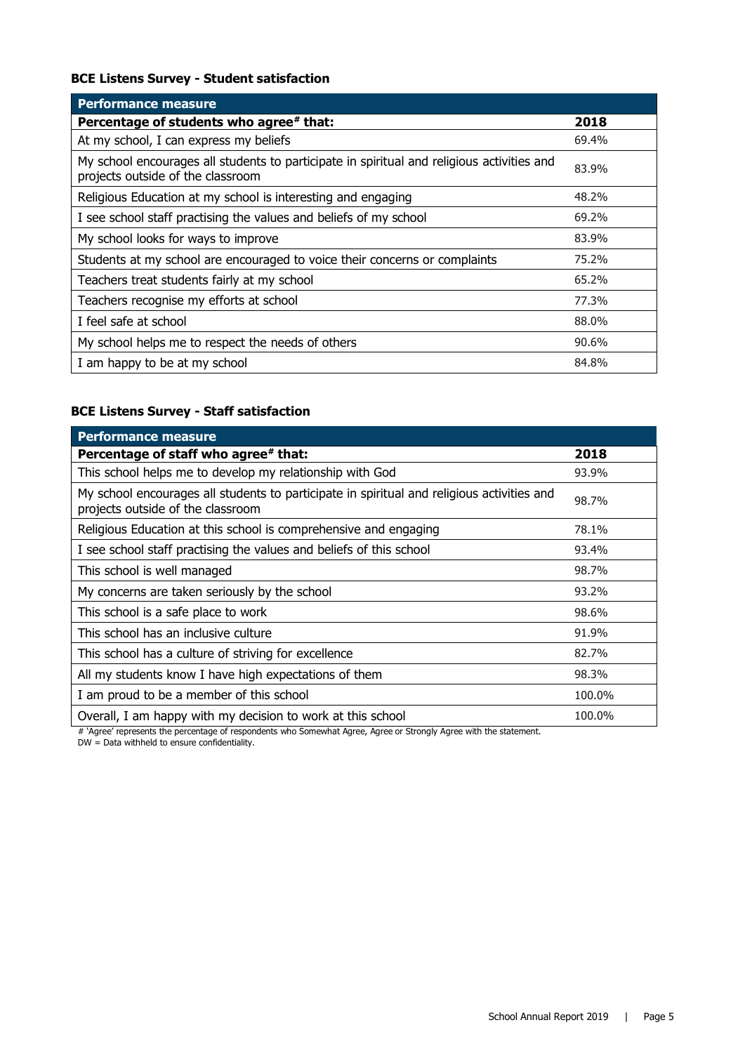### BCE Listens Survey - Student satisfaction

| Performance measure | |
|---|---|
| **Percentage of students who agree# that:** | **2018** |
| At my school, I can express my beliefs | 69.4% |
| My school encourages all students to participate in spiritual and religious activities and projects outside of the classroom | 83.9% |
| Religious Education at my school is interesting and engaging | 48.2% |
| I see school staff practising the values and beliefs of my school | 69.2% |
| My school looks for ways to improve | 83.9% |
| Students at my school are encouraged to voice their concerns or complaints | 75.2% |
| Teachers treat students fairly at my school | 65.2% |
| Teachers recognise my efforts at school | 77.3% |
| I feel safe at school | 88.0% |
| My school helps me to respect the needs of others | 90.6% |
| I am happy to be at my school | 84.8% |

### BCE Listens Survey - Staff satisfaction

| Performance measure | |
|---|---|
| **Percentage of staff who agree# that:** | **2018** |
| This school helps me to develop my relationship with God | 93.9% |
| My school encourages all students to participate in spiritual and religious activities and projects outside of the classroom | 98.7% |
| Religious Education at this school is comprehensive and engaging | 78.1% |
| I see school staff practising the values and beliefs of this school | 93.4% |
| This school is well managed | 98.7% |
| My concerns are taken seriously by the school | 93.2% |
| This school is a safe place to work | 98.6% |
| This school has an inclusive culture | 91.9% |
| This school has a culture of striving for excellence | 82.7% |
| All my students know I have high expectations of them | 98.3% |
| I am proud to be a member of this school | 100.0% |
| Overall, I am happy with my decision to work at this school | 100.0% |

# 'Agree' represents the percentage of respondents who Somewhat Agree, Agree or Strongly Agree with the statement.
DW = Data withheld to ensure confidentiality.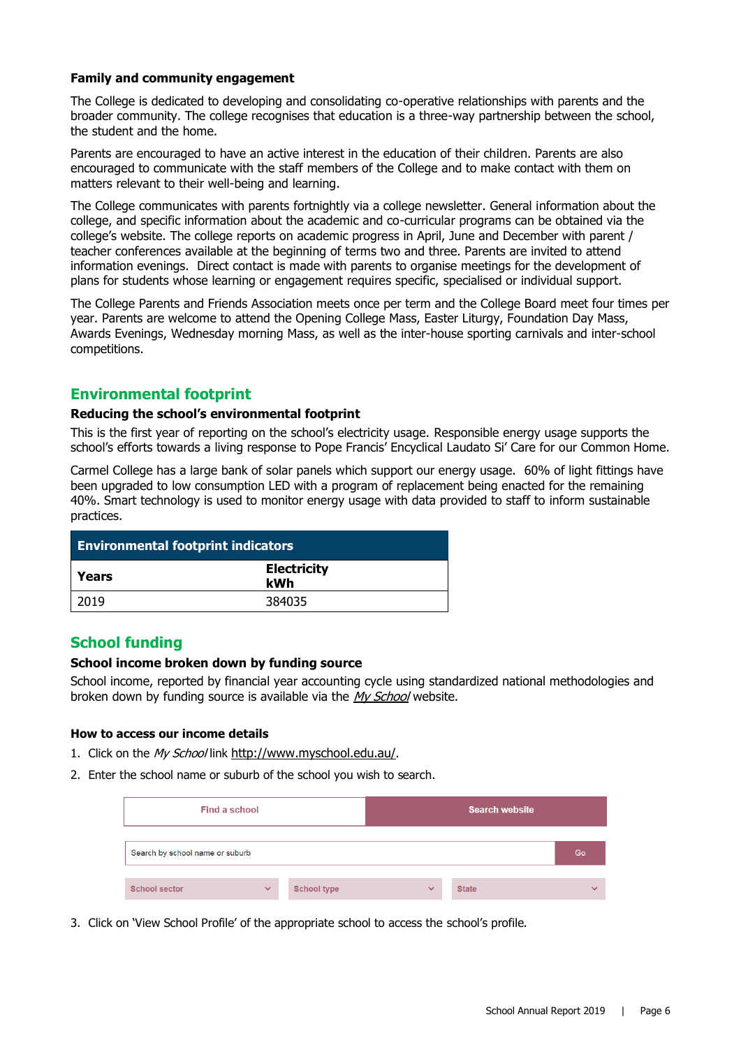### Family and community engagement

The College is dedicated to developing and consolidating co-operative relationships with parents and the broader community. The college recognises that education is a three-way partnership between the school, the student and the home.

Parents are encouraged to have an active interest in the education of their children. Parents are also encouraged to communicate with the staff members of the College and to make contact with them on matters relevant to their well-being and learning.

The College communicates with parents fortnightly via a college newsletter. General information about the college, and specific information about the academic and co-curricular programs can be obtained via the college's website. The college reports on academic progress in April, June and December with parent / teacher conferences available at the beginning of terms two and three. Parents are invited to attend information evenings. Direct contact is made with parents to organise meetings for the development of plans for students whose learning or engagement requires specific, specialised or individual support.

The College Parents and Friends Association meets once per term and the College Board meet four times per year. Parents are welcome to attend the Opening College Mass, Easter Liturgy, Foundation Day Mass, Awards Evenings, Wednesday morning Mass, as well as the inter-house sporting carnivals and inter-school competitions.

## Environmental footprint

### Reducing the school's environmental footprint

This is the first year of reporting on the school's electricity usage. Responsible energy usage supports the school's efforts towards a living response to Pope Francis' Encyclical Laudato Si' Care for our Common Home.

Carmel College has a large bank of solar panels which support our energy usage. 60% of light fittings have been upgraded to low consumption LED with a program of replacement being enacted for the remaining 40%. Smart technology is used to monitor energy usage with data provided to staff to inform sustainable practices.

| Environmental footprint indicators | |
|---|---|
| **Years** | **Electricity kWh** |
| 2019 | 384035 |

## School funding

### School income broken down by funding source

School income, reported by financial year accounting cycle using standardized national methodologies and broken down by funding source is available via the *My School* website.

### How to access our income details

1. Click on the *My School* link http://www.myschool.edu.au/.
2. Enter the school name or suburb of the school you wish to search.

| Find a school | Search website |
|---|---|

Search by school name or suburb | Go

School sector | School type | State

3. Click on 'View School Profile' of the appropriate school to access the school's profile.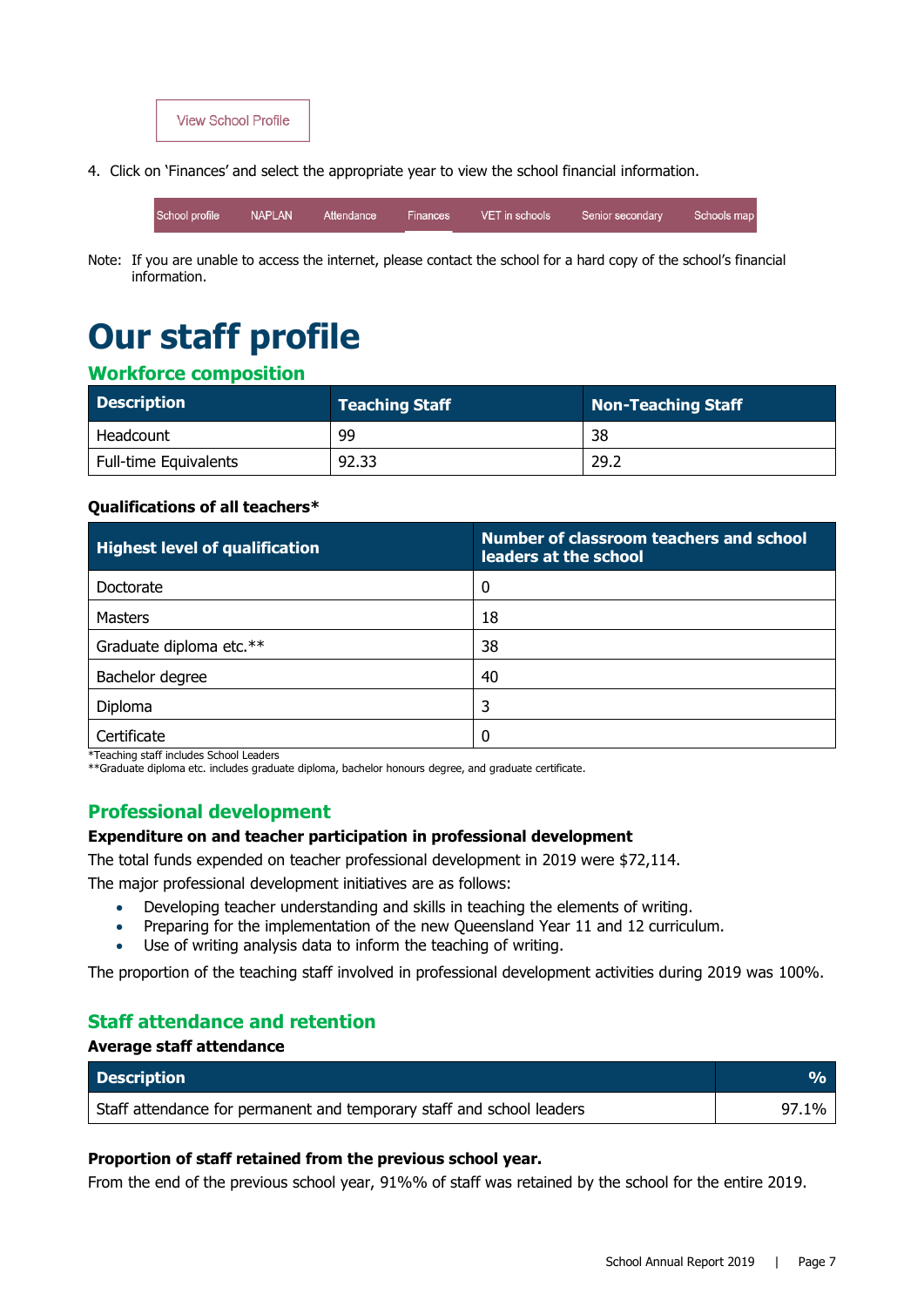View School Profile

4. Click on 'Finances' and select the appropriate year to view the school financial information.

School profile | NAPLAN | Attendance | Finances | VET in schools | Senior secondary | Schools map

Note: If you are unable to access the internet, please contact the school for a hard copy of the school's financial information.

# Our staff profile

## Workforce composition

| Description | Teaching Staff | Non-Teaching Staff |
|---|---|---|
| Headcount | 99 | 38 |
| Full-time Equivalents | 92.33 | 29.2 |

**Qualifications of all teachers***

| Highest level of qualification | Number of classroom teachers and school leaders at the school |
|---|---|
| Doctorate | 0 |
| Masters | 18 |
| Graduate diploma etc.** | 38 |
| Bachelor degree | 40 |
| Diploma | 3 |
| Certificate | 0 |

*Teaching staff includes School Leaders
**Graduate diploma etc. includes graduate diploma, bachelor honours degree, and graduate certificate.

## Professional development

**Expenditure on and teacher participation in professional development**

The total funds expended on teacher professional development in 2019 were $72,114.

The major professional development initiatives are as follows:

- Developing teacher understanding and skills in teaching the elements of writing.
- Preparing for the implementation of the new Queensland Year 11 and 12 curriculum.
- Use of writing analysis data to inform the teaching of writing.

The proportion of the teaching staff involved in professional development activities during 2019 was 100%.

## Staff attendance and retention

**Average staff attendance**

| Description | % |
|---|---|
| Staff attendance for permanent and temporary staff and school leaders | 97.1% |

**Proportion of staff retained from the previous school year.**

From the end of the previous school year, 91%% of staff was retained by the school for the entire 2019.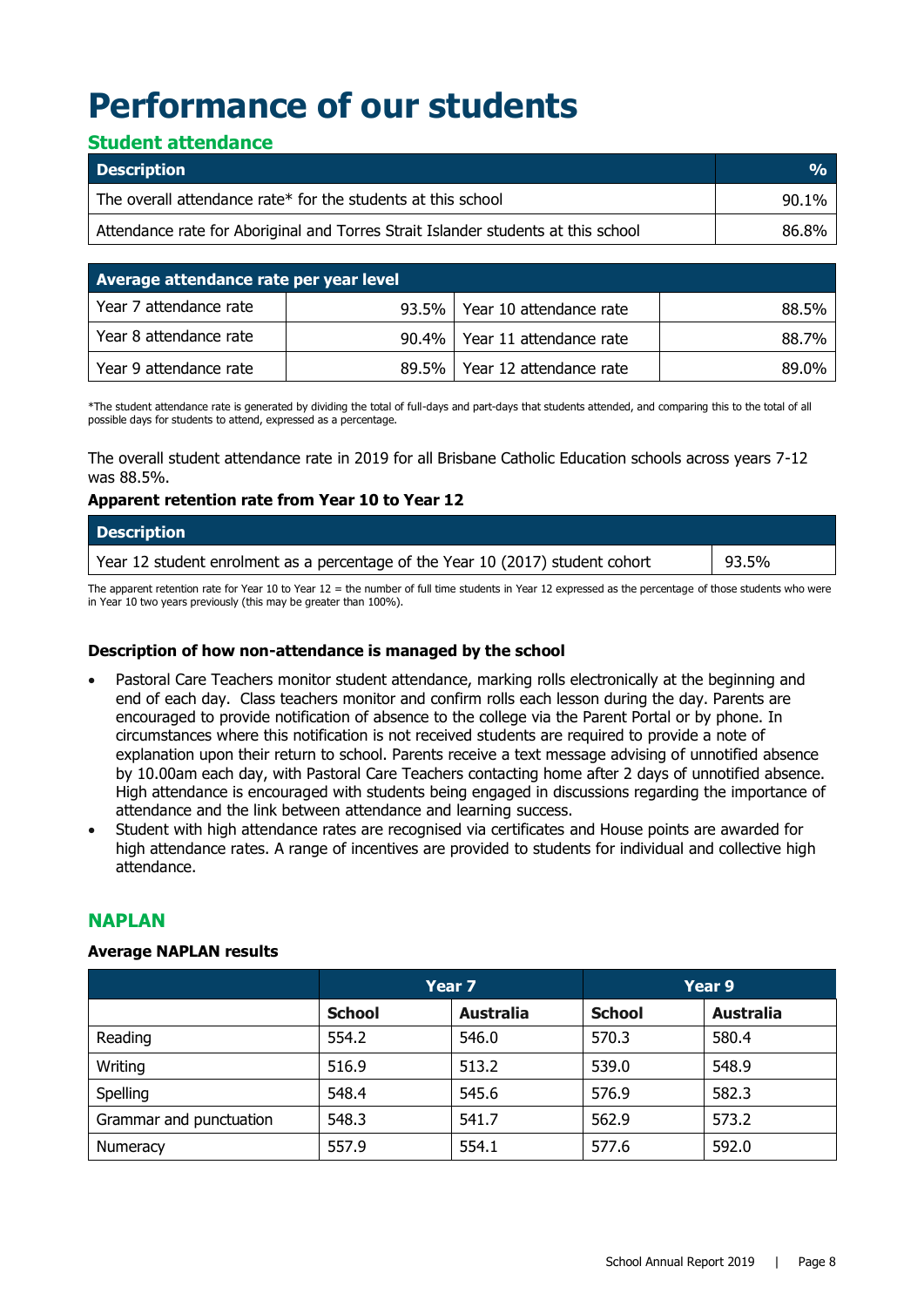# Performance of our students

## Student attendance

| Description | % |
|---|---|
| The overall attendance rate* for the students at this school | 90.1% |
| Attendance rate for Aboriginal and Torres Strait Islander students at this school | 86.8% |

| Average attendance rate per year level | | | |
|---|---|---|---|
| Year 7 attendance rate | 93.5% | Year 10 attendance rate | 88.5% |
| Year 8 attendance rate | 90.4% | Year 11 attendance rate | 88.7% |
| Year 9 attendance rate | 89.5% | Year 12 attendance rate | 89.0% |

*The student attendance rate is generated by dividing the total of full-days and part-days that students attended, and comparing this to the total of all possible days for students to attend, expressed as a percentage.

The overall student attendance rate in 2019 for all Brisbane Catholic Education schools across years 7-12 was 88.5%.

**Apparent retention rate from Year 10 to Year 12**

| Description | |
|---|---|
| Year 12 student enrolment as a percentage of the Year 10 (2017) student cohort | 93.5% |

The apparent retention rate for Year 10 to Year 12 = the number of full time students in Year 12 expressed as the percentage of those students who were in Year 10 two years previously (this may be greater than 100%).

**Description of how non-attendance is managed by the school**

- Pastoral Care Teachers monitor student attendance, marking rolls electronically at the beginning and end of each day. Class teachers monitor and confirm rolls each lesson during the day. Parents are encouraged to provide notification of absence to the college via the Parent Portal or by phone. In circumstances where this notification is not received students are required to provide a note of explanation upon their return to school. Parents receive a text message advising of unnotified absence by 10.00am each day, with Pastoral Care Teachers contacting home after 2 days of unnotified absence. High attendance is encouraged with students being engaged in discussions regarding the importance of attendance and the link between attendance and learning success.
- Student with high attendance rates are recognised via certificates and House points are awarded for high attendance rates. A range of incentives are provided to students for individual and collective high attendance.

## NAPLAN

**Average NAPLAN results**

| | Year 7 | | Year 9 | |
|---|---|---|---|---|
| | School | Australia | School | Australia |
| Reading | 554.2 | 546.0 | 570.3 | 580.4 |
| Writing | 516.9 | 513.2 | 539.0 | 548.9 |
| Spelling | 548.4 | 545.6 | 576.9 | 582.3 |
| Grammar and punctuation | 548.3 | 541.7 | 562.9 | 573.2 |
| Numeracy | 557.9 | 554.1 | 577.6 | 592.0 |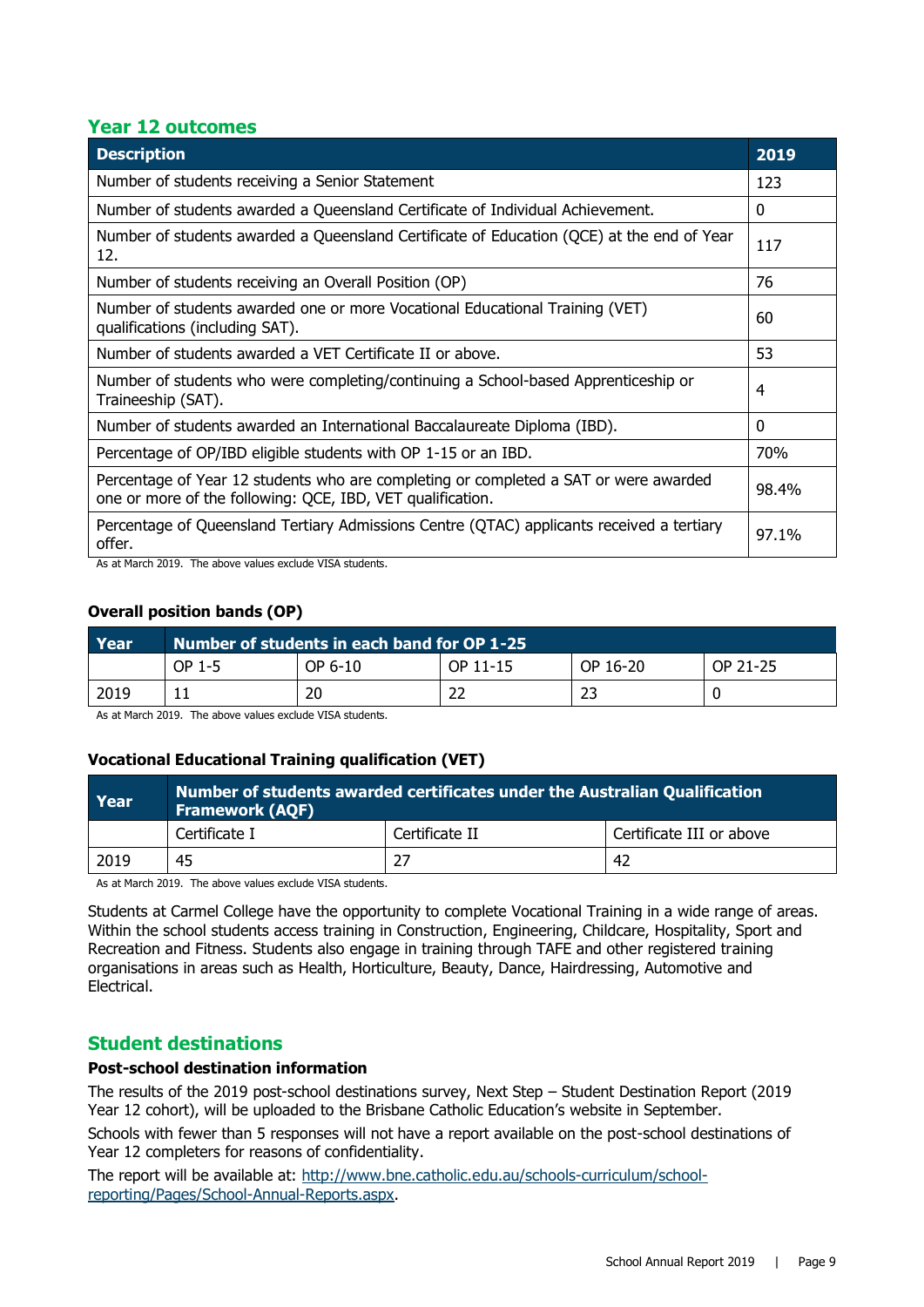## Year 12 outcomes

| Description | 2019 |
|---|---|
| Number of students receiving a Senior Statement | 123 |
| Number of students awarded a Queensland Certificate of Individual Achievement. | 0 |
| Number of students awarded a Queensland Certificate of Education (QCE) at the end of Year 12. | 117 |
| Number of students receiving an Overall Position (OP) | 76 |
| Number of students awarded one or more Vocational Educational Training (VET) qualifications (including SAT). | 60 |
| Number of students awarded a VET Certificate II or above. | 53 |
| Number of students who were completing/continuing a School-based Apprenticeship or Traineeship (SAT). | 4 |
| Number of students awarded an International Baccalaureate Diploma (IBD). | 0 |
| Percentage of OP/IBD eligible students with OP 1-15 or an IBD. | 70% |
| Percentage of Year 12 students who are completing or completed a SAT or were awarded one or more of the following: QCE, IBD, VET qualification. | 98.4% |
| Percentage of Queensland Tertiary Admissions Centre (QTAC) applicants received a tertiary offer. | 97.1% |

As at March 2019. The above values exclude VISA students.

### Overall position bands (OP)

| Year | Number of students in each band for OP 1-25 | | | | |
|---|---|---|---|---|---|
| | OP 1-5 | OP 6-10 | OP 11-15 | OP 16-20 | OP 21-25 |
| 2019 | 11 | 20 | 22 | 23 | 0 |

As at March 2019. The above values exclude VISA students.

### Vocational Educational Training qualification (VET)

| Year | Number of students awarded certificates under the Australian Qualification Framework (AQF) | | |
|---|---|---|---|
| | Certificate I | Certificate II | Certificate III or above |
| 2019 | 45 | 27 | 42 |

As at March 2019. The above values exclude VISA students.

Students at Carmel College have the opportunity to complete Vocational Training in a wide range of areas. Within the school students access training in Construction, Engineering, Childcare, Hospitality, Sport and Recreation and Fitness. Students also engage in training through TAFE and other registered training organisations in areas such as Health, Horticulture, Beauty, Dance, Hairdressing, Automotive and Electrical.

## Student destinations

### Post-school destination information

The results of the 2019 post-school destinations survey, Next Step – Student Destination Report (2019 Year 12 cohort), will be uploaded to the Brisbane Catholic Education's website in September.

Schools with fewer than 5 responses will not have a report available on the post-school destinations of Year 12 completers for reasons of confidentiality.

The report will be available at: http://www.bne.catholic.edu.au/schools-curriculum/school-reporting/Pages/School-Annual-Reports.aspx.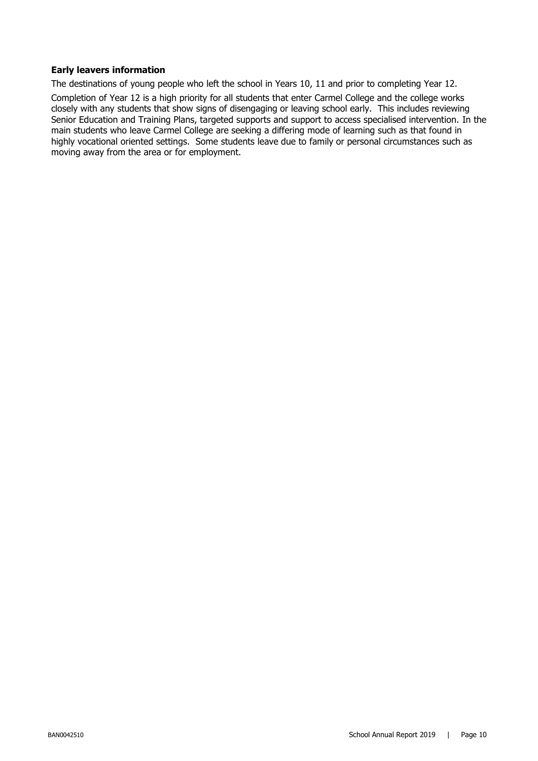**Early leavers information**

The destinations of young people who left the school in Years 10, 11 and prior to completing Year 12.

Completion of Year 12 is a high priority for all students that enter Carmel College and the college works closely with any students that show signs of disengaging or leaving school early. This includes reviewing Senior Education and Training Plans, targeted supports and support to access specialised intervention. In the main students who leave Carmel College are seeking a differing mode of learning such as that found in highly vocational oriented settings. Some students leave due to family or personal circumstances such as moving away from the area or for employment.